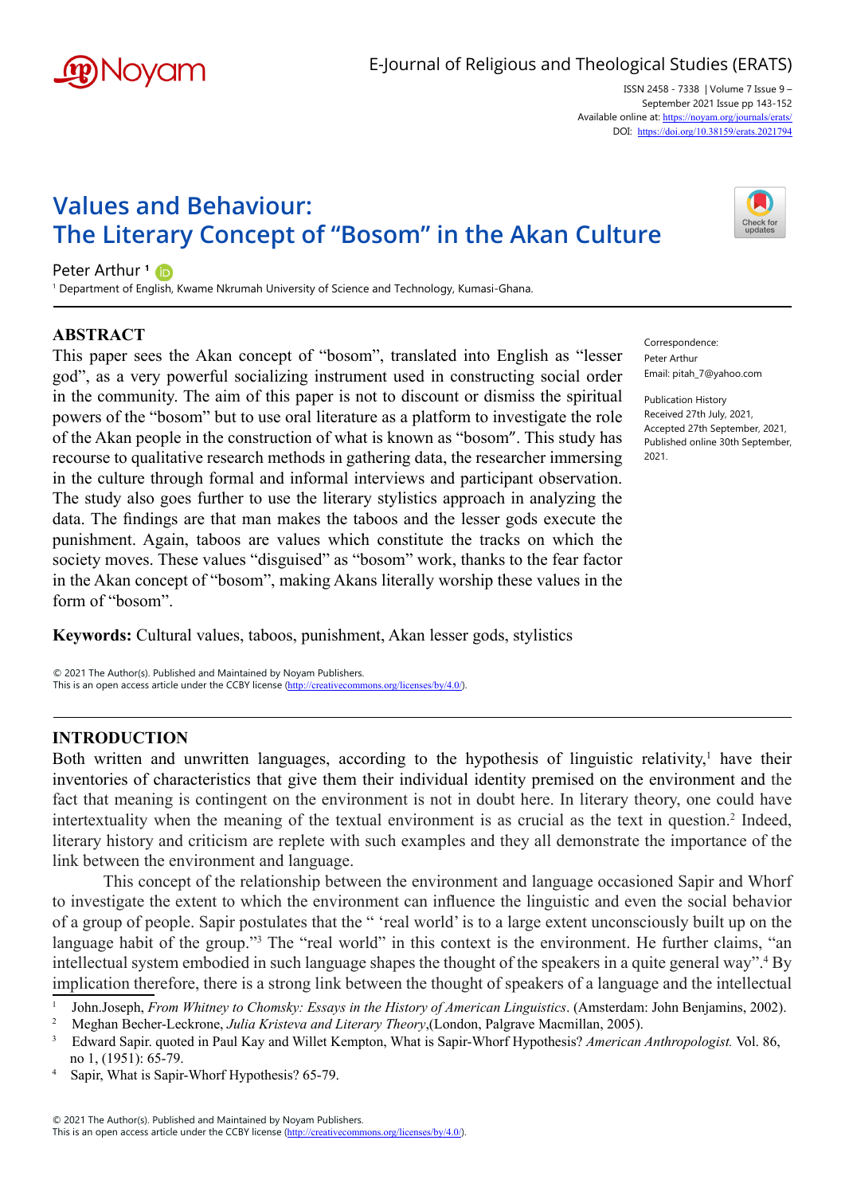# Values and Behaviour: The Literary Concept of "Bosom" in the Akan Culture

Peter Arthur [1]

[1] Department of English, Kwame Nkrumah University of Science and Technology, Kumasi-Ghana.

Correspondence:
Peter Arthur
Email: pitah_7@yahoo.com

Publication History
Received 27th July, 2021,
Accepted 27th September, 2021,
Published online 30th September, 2021.

## ABSTRACT

This paper sees the Akan concept of "bosom", translated into English as "lesser god", as a very powerful socializing instrument used in constructing social order in the community. The aim of this paper is not to discount or dismiss the spiritual powers of the "bosom" but to use oral literature as a platform to investigate the role of the Akan people in the construction of what is known as "bosom". This study has recourse to qualitative research methods in gathering data, the researcher immersing in the culture through formal and informal interviews and participant observation. The study also goes further to use the literary stylistics approach in analyzing the data. The findings are that man makes the taboos and the lesser gods execute the punishment. Again, taboos are values which constitute the tracks on which the society moves. These values "disguised" as "bosom" work, thanks to the fear factor in the Akan concept of "bosom", making Akans literally worship these values in the form of "bosom".

**Keywords:** Cultural values, taboos, punishment, Akan lesser gods, stylistics

© 2021 The Author(s). Published and Maintained by Noyam Publishers.
This is an open access article under the CCBY license (http://creativecommons.org/licenses/by/4.0/).

## INTRODUCTION

Both written and unwritten languages, according to the hypothesis of linguistic relativity,[1] have their inventories of characteristics that give them their individual identity premised on the environment and the fact that meaning is contingent on the environment is not in doubt here. In literary theory, one could have intertextuality when the meaning of the textual environment is as crucial as the text in question.[2] Indeed, literary history and criticism are replete with such examples and they all demonstrate the importance of the link between the environment and language.

This concept of the relationship between the environment and language occasioned Sapir and Whorf to investigate the extent to which the environment can influence the linguistic and even the social behavior of a group of people. Sapir postulates that the " 'real world' is to a large extent unconsciously built up on the language habit of the group."[3] The "real world" in this context is the environment. He further claims, "an intellectual system embodied in such language shapes the thought of the speakers in a quite general way".[4] By implication therefore, there is a strong link between the thought of speakers of a language and the intellectual

[1] John.Joseph, *From Whitney to Chomsky: Essays in the History of American Linguistics*. (Amsterdam: John Benjamins, 2002).

[2] Meghan Becher-Leckrone, *Julia Kristeva and Literary Theory*,(London, Palgrave Macmillan, 2005).

[3] Edward Sapir. quoted in Paul Kay and Willet Kempton, What is Sapir-Whorf Hypothesis? *American Anthropologist.* Vol. 86, no 1, (1951): 65-79.

[4] Sapir, What is Sapir-Whorf Hypothesis? 65-79.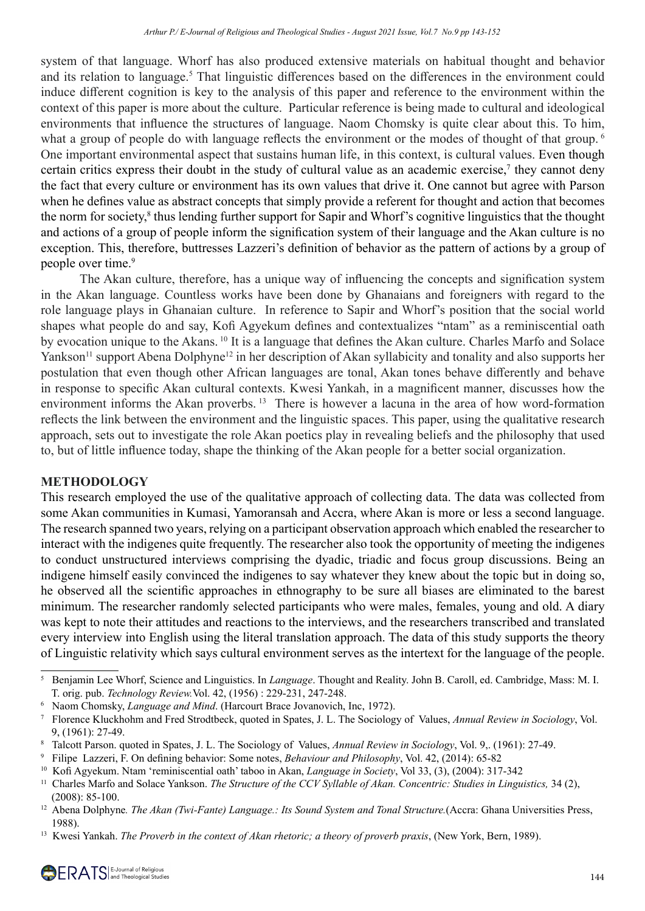system of that language. Whorf has also produced extensive materials on habitual thought and behavior and its relation to language.[5] That linguistic differences based on the differences in the environment could induce different cognition is key to the analysis of this paper and reference to the environment within the context of this paper is more about the culture. Particular reference is being made to cultural and ideological environments that influence the structures of language. Naom Chomsky is quite clear about this. To him, what a group of people do with language reflects the environment or the modes of thought of that group. [6] One important environmental aspect that sustains human life, in this context, is cultural values. Even though certain critics express their doubt in the study of cultural value as an academic exercise,[7] they cannot deny the fact that every culture or environment has its own values that drive it. One cannot but agree with Parson when he defines value as abstract concepts that simply provide a referent for thought and action that becomes the norm for society,[8] thus lending further support for Sapir and Whorf's cognitive linguistics that the thought and actions of a group of people inform the signification system of their language and the Akan culture is no exception. This, therefore, buttresses Lazzeri's definition of behavior as the pattern of actions by a group of people over time.[9]

The Akan culture, therefore, has a unique way of influencing the concepts and signification system in the Akan language. Countless works have been done by Ghanaians and foreigners with regard to the role language plays in Ghanaian culture. In reference to Sapir and Whorf's position that the social world shapes what people do and say, Kofi Agyekum defines and contextualizes "ntam" as a reminiscential oath by evocation unique to the Akans. [10] It is a language that defines the Akan culture. Charles Marfo and Solace Yankson[11] support Abena Dolphyne[12] in her description of Akan syllabicity and tonality and also supports her postulation that even though other African languages are tonal, Akan tones behave differently and behave in response to specific Akan cultural contexts. Kwesi Yankah, in a magnificent manner, discusses how the environment informs the Akan proverbs. [13] There is however a lacuna in the area of how word-formation reflects the link between the environment and the linguistic spaces. This paper, using the qualitative research approach, sets out to investigate the role Akan poetics play in revealing beliefs and the philosophy that used to, but of little influence today, shape the thinking of the Akan people for a better social organization.

## METHODOLOGY

This research employed the use of the qualitative approach of collecting data. The data was collected from some Akan communities in Kumasi, Yamoransah and Accra, where Akan is more or less a second language. The research spanned two years, relying on a participant observation approach which enabled the researcher to interact with the indigenes quite frequently. The researcher also took the opportunity of meeting the indigenes to conduct unstructured interviews comprising the dyadic, triadic and focus group discussions. Being an indigene himself easily convinced the indigenes to say whatever they knew about the topic but in doing so, he observed all the scientific approaches in ethnography to be sure all biases are eliminated to the barest minimum. The researcher randomly selected participants who were males, females, young and old. A diary was kept to note their attitudes and reactions to the interviews, and the researchers transcribed and translated every interview into English using the literal translation approach. The data of this study supports the theory of Linguistic relativity which says cultural environment serves as the intertext for the language of the people.

---

[5] Benjamin Lee Whorf, Science and Linguistics. In *Language*. Thought and Reality. John B. Caroll, ed. Cambridge, Mass: M. I. T. orig. pub. *Technology Review.*Vol. 42, (1956) : 229-231, 247-248.

[6] Naom Chomsky, *Language and Mind*. (Harcourt Brace Jovanovich, Inc, 1972).

[7] Florence Kluckhohm and Fred Strodtbeck, quoted in Spates, J. L. The Sociology of Values, *Annual Review in Sociology*, Vol. 9, (1961): 27-49.

[8] Talcott Parson. quoted in Spates, J. L. The Sociology of Values, *Annual Review in Sociology*, Vol. 9,. (1961): 27-49.

[9] Filipe Lazzeri, F. On defining behavior: Some notes, *Behaviour and Philosophy*, Vol. 42, (2014): 65-82

[10] Kofi Agyekum. Ntam 'reminiscential oath' taboo in Akan, *Language in Society*, Vol 33, (3), (2004): 317-342

[11] Charles Marfo and Solace Yankson. *The Structure of the CCV Syllable of Akan. Concentric: Studies in Linguistics,* 34 (2), (2008): 85-100.

[12] Abena Dolphyne*. The Akan (Twi-Fante) Language.: Its Sound System and Tonal Structure.*(Accra: Ghana Universities Press, 1988).

[13] Kwesi Yankah. *The Proverb in the context of Akan rhetoric; a theory of proverb praxis*, (New York, Bern, 1989).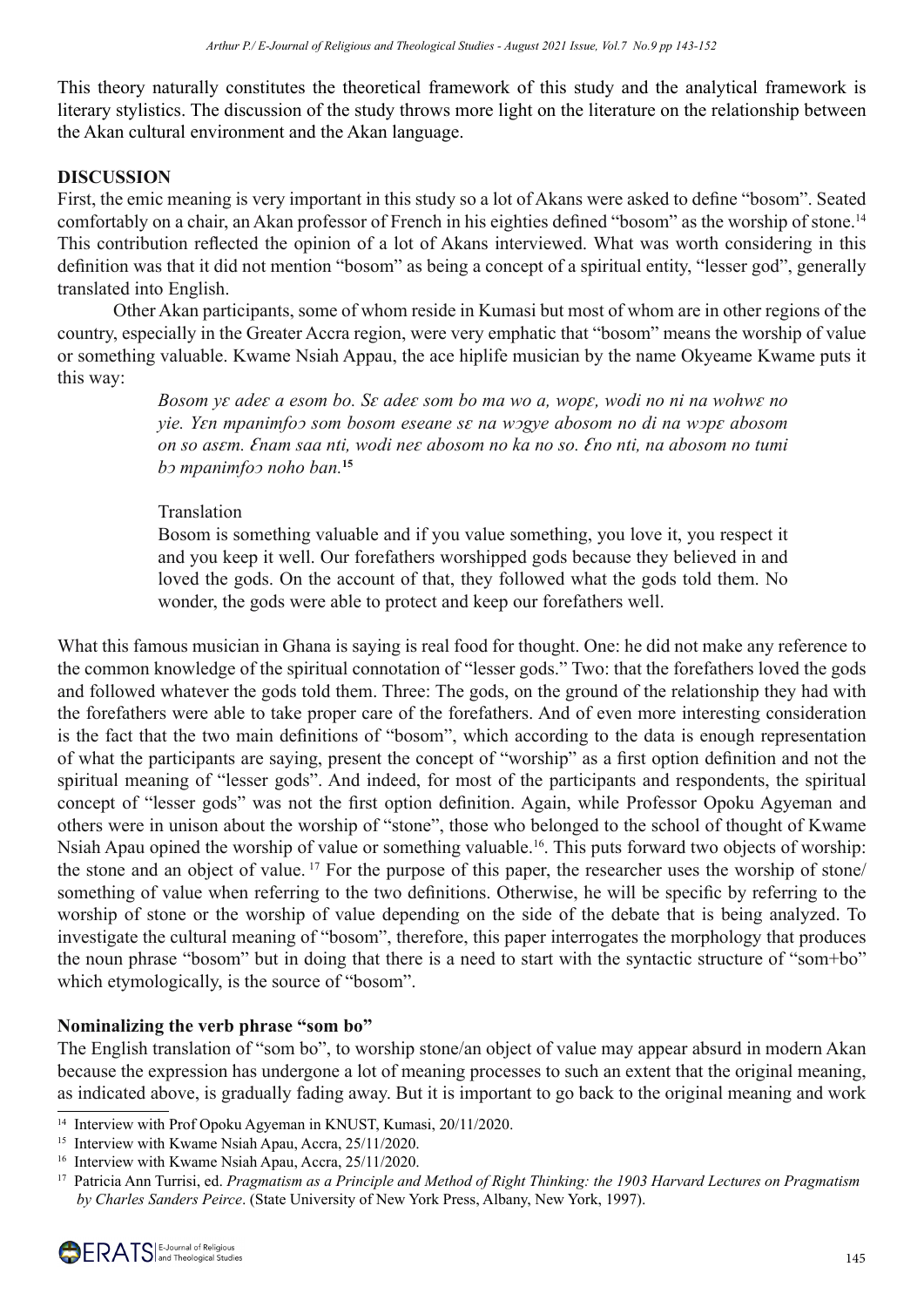This theory naturally constitutes the theoretical framework of this study and the analytical framework is literary stylistics. The discussion of the study throws more light on the literature on the relationship between the Akan cultural environment and the Akan language.

## DISCUSSION

First, the emic meaning is very important in this study so a lot of Akans were asked to define "bosom". Seated comfortably on a chair, an Akan professor of French in his eighties defined "bosom" as the worship of stone.[14] This contribution reflected the opinion of a lot of Akans interviewed. What was worth considering in this definition was that it did not mention "bosom" as being a concept of a spiritual entity, "lesser god", generally translated into English.

Other Akan participants, some of whom reside in Kumasi but most of whom are in other regions of the country, especially in the Greater Accra region, were very emphatic that "bosom" means the worship of value or something valuable. Kwame Nsiah Appau, the ace hiplife musician by the name Okyeame Kwame puts it this way:

> *Bosom yɛ adeɛ a esom bo. Sɛ adeɛ som bo ma wo a, wopɛ, wodi no ni na wohwɛ no yie. Yɛn mpanimfoɔ som bosom eseane sɛ na wɔgye abosom no di na wɔpɛ abosom on so asɛm. Ɛnam saa nti, wodi neɛ abosom no ka no so. Ɛno nti, na abosom no tumi bɔ mpanimfoɔ noho ban.*[15]
>
> Translation
>
> Bosom is something valuable and if you value something, you love it, you respect it and you keep it well. Our forefathers worshipped gods because they believed in and loved the gods. On the account of that, they followed what the gods told them. No wonder, the gods were able to protect and keep our forefathers well.

What this famous musician in Ghana is saying is real food for thought. One: he did not make any reference to the common knowledge of the spiritual connotation of "lesser gods." Two: that the forefathers loved the gods and followed whatever the gods told them. Three: The gods, on the ground of the relationship they had with the forefathers were able to take proper care of the forefathers. And of even more interesting consideration is the fact that the two main definitions of "bosom", which according to the data is enough representation of what the participants are saying, present the concept of "worship" as a first option definition and not the spiritual meaning of "lesser gods". And indeed, for most of the participants and respondents, the spiritual concept of "lesser gods" was not the first option definition. Again, while Professor Opoku Agyeman and others were in unison about the worship of "stone", those who belonged to the school of thought of Kwame Nsiah Apau opined the worship of value or something valuable.[16]. This puts forward two objects of worship: the stone and an object of value. [17] For the purpose of this paper, the researcher uses the worship of stone/ something of value when referring to the two definitions. Otherwise, he will be specific by referring to the worship of stone or the worship of value depending on the side of the debate that is being analyzed. To investigate the cultural meaning of "bosom", therefore, this paper interrogates the morphology that produces the noun phrase "bosom" but in doing that there is a need to start with the syntactic structure of "som+bo" which etymologically, is the source of "bosom".

### Nominalizing the verb phrase "som bo"

The English translation of "som bo", to worship stone/an object of value may appear absurd in modern Akan because the expression has undergone a lot of meaning processes to such an extent that the original meaning, as indicated above, is gradually fading away. But it is important to go back to the original meaning and work

---

[14] Interview with Prof Opoku Agyeman in KNUST, Kumasi, 20/11/2020.

[15] Interview with Kwame Nsiah Apau, Accra, 25/11/2020.

[16] Interview with Kwame Nsiah Apau, Accra, 25/11/2020.

[17] Patricia Ann Turrisi, ed. *Pragmatism as a Principle and Method of Right Thinking: the 1903 Harvard Lectures on Pragmatism by Charles Sanders Peirce*. (State University of New York Press, Albany, New York, 1997).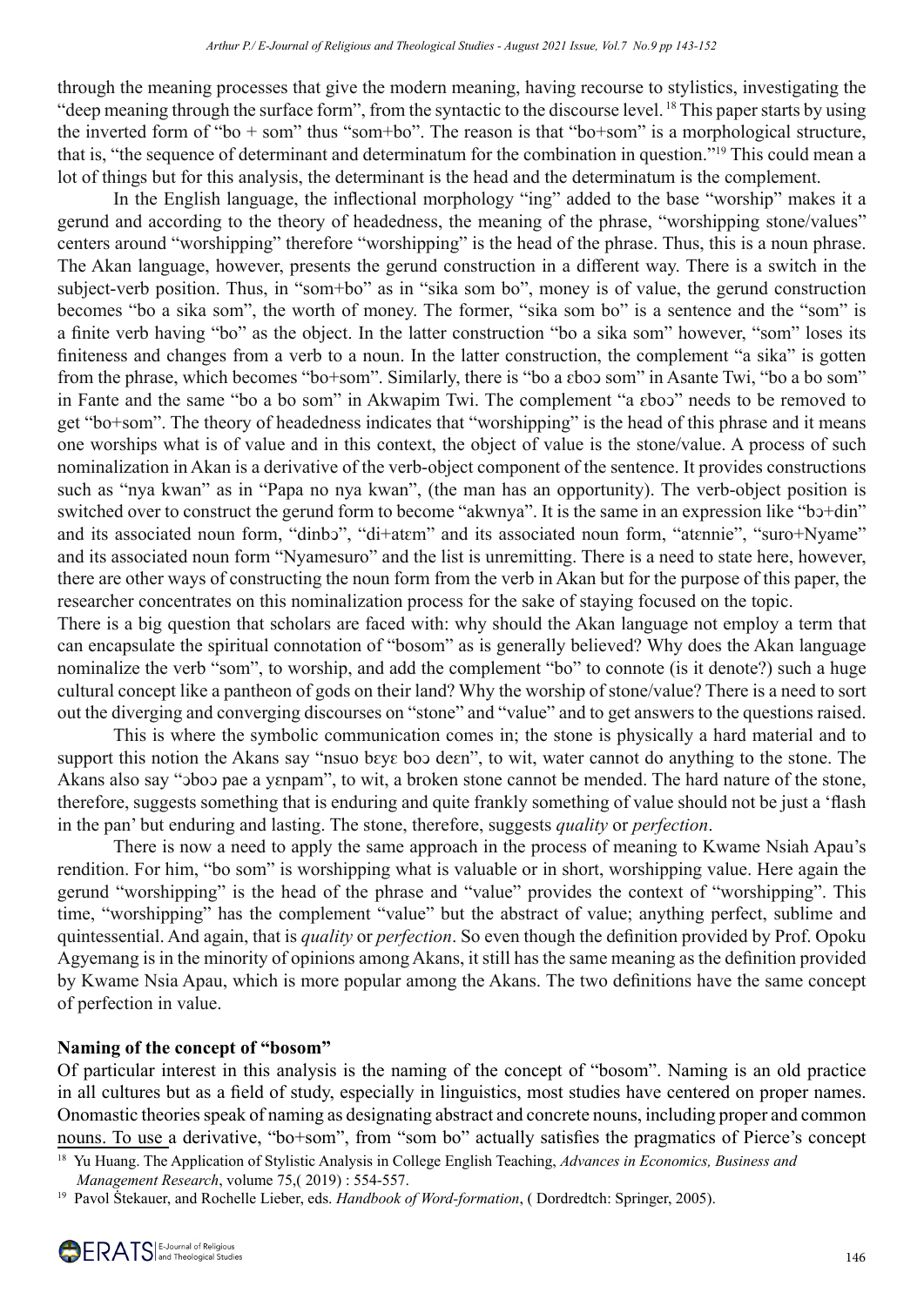through the meaning processes that give the modern meaning, having recourse to stylistics, investigating the "deep meaning through the surface form", from the syntactic to the discourse level. [18] This paper starts by using the inverted form of "bo + som" thus "som+bo". The reason is that "bo+som" is a morphological structure, that is, "the sequence of determinant and determinatum for the combination in question."[19] This could mean a lot of things but for this analysis, the determinant is the head and the determinatum is the complement.

In the English language, the inflectional morphology "ing" added to the base "worship" makes it a gerund and according to the theory of headedness, the meaning of the phrase, "worshipping stone/values" centers around "worshipping" therefore "worshipping" is the head of the phrase. Thus, this is a noun phrase. The Akan language, however, presents the gerund construction in a different way. There is a switch in the subject-verb position. Thus, in "som+bo" as in "sika som bo", money is of value, the gerund construction becomes "bo a sika som", the worth of money. The former, "sika som bo" is a sentence and the "som" is a finite verb having "bo" as the object. In the latter construction "bo a sika som" however, "som" loses its finiteness and changes from a verb to a noun. In the latter construction, the complement "a sika" is gotten from the phrase, which becomes "bo+som". Similarly, there is "bo a ɛboɔ som" in Asante Twi, "bo a bo som" in Fante and the same "bo a bo som" in Akwapim Twi. The complement "a ɛboɔ" needs to be removed to get "bo+som". The theory of headedness indicates that "worshipping" is the head of this phrase and it means one worships what is of value and in this context, the object of value is the stone/value. A process of such nominalization in Akan is a derivative of the verb-object component of the sentence. It provides constructions such as "nya kwan" as in "Papa no nya kwan", (the man has an opportunity). The verb-object position is switched over to construct the gerund form to become "akwnya". It is the same in an expression like "bɔ+din" and its associated noun form, "dinbɔ", "di+atɛm" and its associated noun form, "atɛnnie", "suro+Nyame" and its associated noun form "Nyamesuro" and the list is unremitting. There is a need to state here, however, there are other ways of constructing the noun form from the verb in Akan but for the purpose of this paper, the researcher concentrates on this nominalization process for the sake of staying focused on the topic.

There is a big question that scholars are faced with: why should the Akan language not employ a term that can encapsulate the spiritual connotation of "bosom" as is generally believed? Why does the Akan language nominalize the verb "som", to worship, and add the complement "bo" to connote (is it denote?) such a huge cultural concept like a pantheon of gods on their land? Why the worship of stone/value? There is a need to sort out the diverging and converging discourses on "stone" and "value" and to get answers to the questions raised.

This is where the symbolic communication comes in; the stone is physically a hard material and to support this notion the Akans say "nsuo bɛyɛ boɔ deɛn", to wit, water cannot do anything to the stone. The Akans also say "ɔboɔ pae a yɛnpam", to wit, a broken stone cannot be mended. The hard nature of the stone, therefore, suggests something that is enduring and quite frankly something of value should not be just a 'flash in the pan' but enduring and lasting. The stone, therefore, suggests *quality* or *perfection*.

There is now a need to apply the same approach in the process of meaning to Kwame Nsiah Apau's rendition. For him, "bo som" is worshipping what is valuable or in short, worshipping value. Here again the gerund "worshipping" is the head of the phrase and "value" provides the context of "worshipping". This time, "worshipping" has the complement "value" but the abstract of value; anything perfect, sublime and quintessential. And again, that is *quality* or *perfection*. So even though the definition provided by Prof. Opoku Agyemang is in the minority of opinions among Akans, it still has the same meaning as the definition provided by Kwame Nsia Apau, which is more popular among the Akans. The two definitions have the same concept of perfection in value.

**Naming of the concept of "bosom"**

Of particular interest in this analysis is the naming of the concept of "bosom". Naming is an old practice in all cultures but as a field of study, especially in linguistics, most studies have centered on proper names. Onomastic theories speak of naming as designating abstract and concrete nouns, including proper and common nouns. To use a derivative, "bo+som", from "som bo" actually satisfies the pragmatics of Pierce's concept

[18] Yu Huang. The Application of Stylistic Analysis in College English Teaching, *Advances in Economics, Business and Management Research*, volume 75,( 2019) : 554-557.

[19] Pavol Štekauer, and Rochelle Lieber, eds. *Handbook of Word-formation*, ( Dordredtch: Springer, 2005).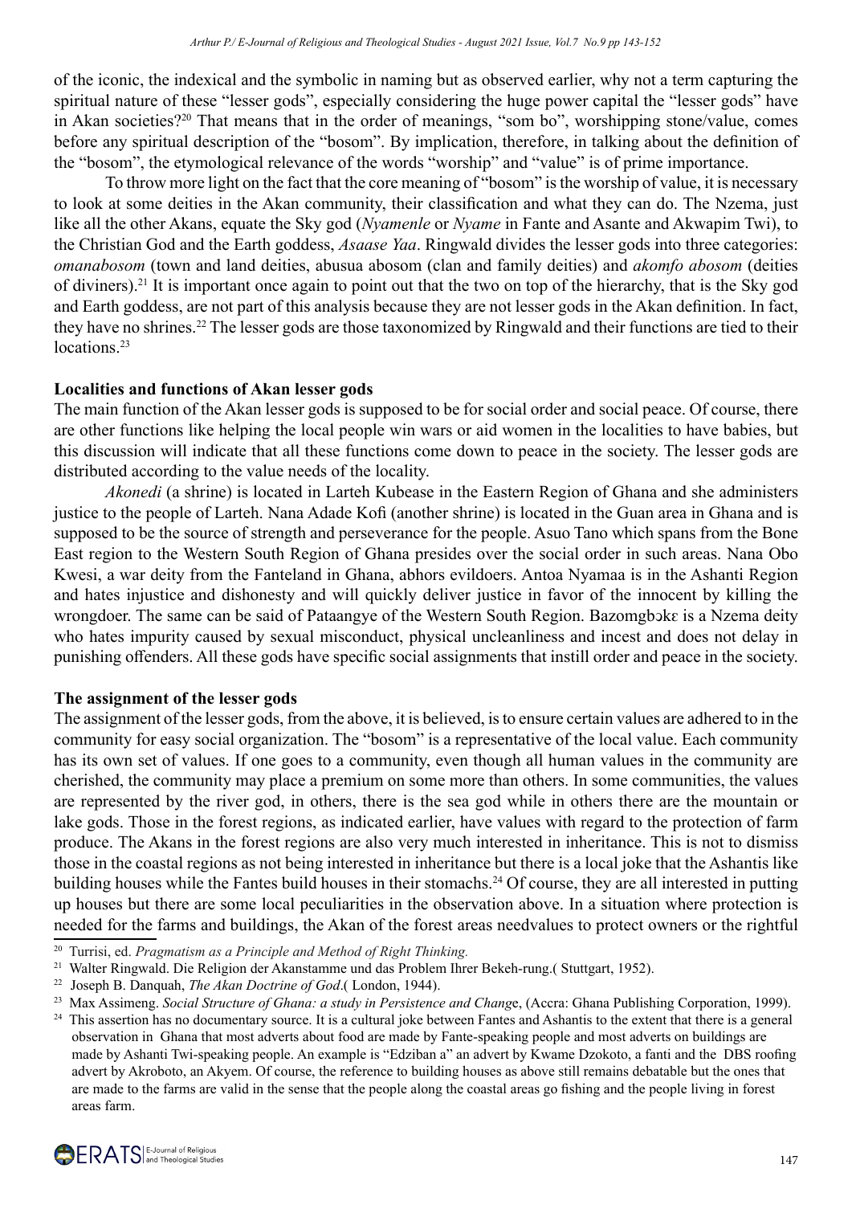of the iconic, the indexical and the symbolic in naming but as observed earlier, why not a term capturing the spiritual nature of these "lesser gods", especially considering the huge power capital the "lesser gods" have in Akan societies?[20] That means that in the order of meanings, "som bo", worshipping stone/value, comes before any spiritual description of the "bosom". By implication, therefore, in talking about the definition of the "bosom", the etymological relevance of the words "worship" and "value" is of prime importance.

To throw more light on the fact that the core meaning of "bosom" is the worship of value, it is necessary to look at some deities in the Akan community, their classification and what they can do. The Nzema, just like all the other Akans, equate the Sky god (*Nyamenle* or *Nyame* in Fante and Asante and Akwapim Twi), to the Christian God and the Earth goddess, *Asaase Yaa*. Ringwald divides the lesser gods into three categories: *omanabosom* (town and land deities, abusua abosom (clan and family deities) and *akomfo abosom* (deities of diviners).[21] It is important once again to point out that the two on top of the hierarchy, that is the Sky god and Earth goddess, are not part of this analysis because they are not lesser gods in the Akan definition. In fact, they have no shrines.[22] The lesser gods are those taxonomized by Ringwald and their functions are tied to their locations.[23]

**Localities and functions of Akan lesser gods**

The main function of the Akan lesser gods is supposed to be for social order and social peace. Of course, there are other functions like helping the local people win wars or aid women in the localities to have babies, but this discussion will indicate that all these functions come down to peace in the society. The lesser gods are distributed according to the value needs of the locality.

*Akonedi* (a shrine) is located in Larteh Kubease in the Eastern Region of Ghana and she administers justice to the people of Larteh. Nana Adade Kofi (another shrine) is located in the Guan area in Ghana and is supposed to be the source of strength and perseverance for the people. Asuo Tano which spans from the Bone East region to the Western South Region of Ghana presides over the social order in such areas. Nana Obo Kwesi, a war deity from the Fanteland in Ghana, abhors evildoers. Antoa Nyamaa is in the Ashanti Region and hates injustice and dishonesty and will quickly deliver justice in favor of the innocent by killing the wrongdoer. The same can be said of Pataangye of the Western South Region. Bazomgbɔkɛ is a Nzema deity who hates impurity caused by sexual misconduct, physical uncleanliness and incest and does not delay in punishing offenders. All these gods have specific social assignments that instill order and peace in the society.

**The assignment of the lesser gods**

The assignment of the lesser gods, from the above, it is believed, is to ensure certain values are adhered to in the community for easy social organization. The "bosom" is a representative of the local value. Each community has its own set of values. If one goes to a community, even though all human values in the community are cherished, the community may place a premium on some more than others. In some communities, the values are represented by the river god, in others, there is the sea god while in others there are the mountain or lake gods. Those in the forest regions, as indicated earlier, have values with regard to the protection of farm produce. The Akans in the forest regions are also very much interested in inheritance. This is not to dismiss those in the coastal regions as not being interested in inheritance but there is a local joke that the Ashantis like building houses while the Fantes build houses in their stomachs.[24] Of course, they are all interested in putting up houses but there are some local peculiarities in the observation above. In a situation where protection is needed for the farms and buildings, the Akan of the forest areas needvalues to protect owners or the rightful

---

[20] Turrisi, ed. *Pragmatism as a Principle and Method of Right Thinking.*

[21] Walter Ringwald. Die Religion der Akanstamme und das Problem Ihrer Bekeh-rung.( Stuttgart, 1952).

[22] Joseph B. Danquah, *The Akan Doctrine of God*.( London, 1944).

[23] Max Assimeng. *Social Structure of Ghana: a study in Persistence and Change*, (Accra: Ghana Publishing Corporation, 1999).

[24] This assertion has no documentary source. It is a cultural joke between Fantes and Ashantis to the extent that there is a general observation in Ghana that most adverts about food are made by Fante-speaking people and most adverts on buildings are made by Ashanti Twi-speaking people. An example is "Edziban a" an advert by Kwame Dzokoto, a fanti and the DBS roofing advert by Akroboto, an Akyem. Of course, the reference to building houses as above still remains debatable but the ones that are made to the farms are valid in the sense that the people along the coastal areas go fishing and the people living in forest areas farm.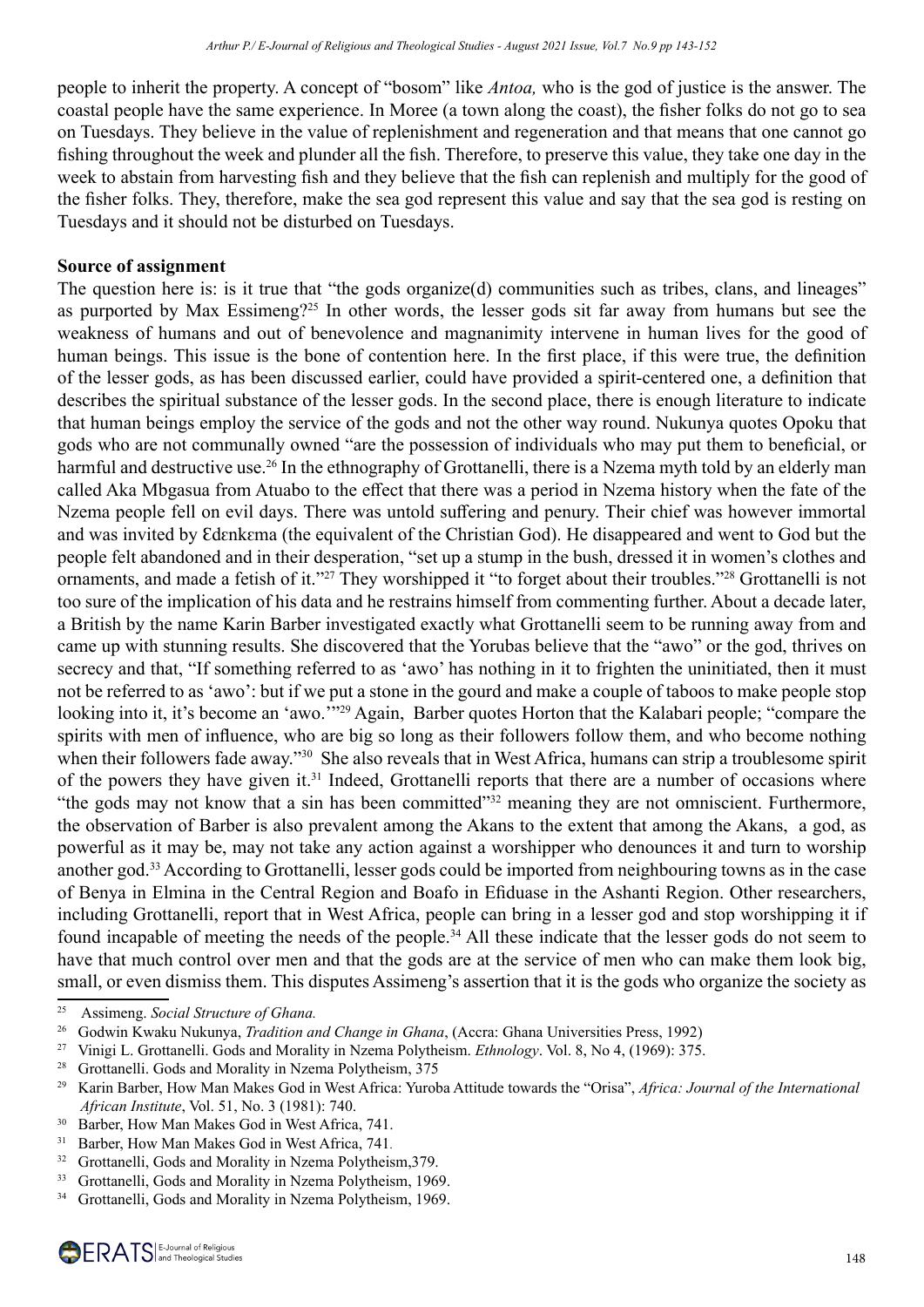people to inherit the property. A concept of "bosom" like *Antoa,* who is the god of justice is the answer. The coastal people have the same experience. In Moree (a town along the coast), the fisher folks do not go to sea on Tuesdays. They believe in the value of replenishment and regeneration and that means that one cannot go fishing throughout the week and plunder all the fish. Therefore, to preserve this value, they take one day in the week to abstain from harvesting fish and they believe that the fish can replenish and multiply for the good of the fisher folks. They, therefore, make the sea god represent this value and say that the sea god is resting on Tuesdays and it should not be disturbed on Tuesdays.

**Source of assignment**

The question here is: is it true that "the gods organize(d) communities such as tribes, clans, and lineages" as purported by Max Essimeng?[25] In other words, the lesser gods sit far away from humans but see the weakness of humans and out of benevolence and magnanimity intervene in human lives for the good of human beings. This issue is the bone of contention here. In the first place, if this were true, the definition of the lesser gods, as has been discussed earlier, could have provided a spirit-centered one, a definition that describes the spiritual substance of the lesser gods. In the second place, there is enough literature to indicate that human beings employ the service of the gods and not the other way round. Nukunya quotes Opoku that gods who are not communally owned "are the possession of individuals who may put them to beneficial, or harmful and destructive use.[26] In the ethnography of Grottanelli, there is a Nzema myth told by an elderly man called Aka Mbgasua from Atuabo to the effect that there was a period in Nzema history when the fate of the Nzema people fell on evil days. There was untold suffering and penury. Their chief was however immortal and was invited by Ɛdɛnkɛma (the equivalent of the Christian God). He disappeared and went to God but the people felt abandoned and in their desperation, "set up a stump in the bush, dressed it in women's clothes and ornaments, and made a fetish of it."[27] They worshipped it "to forget about their troubles."[28] Grottanelli is not too sure of the implication of his data and he restrains himself from commenting further. About a decade later, a British by the name Karin Barber investigated exactly what Grottanelli seem to be running away from and came up with stunning results. She discovered that the Yorubas believe that the "awo" or the god, thrives on secrecy and that, "If something referred to as 'awo' has nothing in it to frighten the uninitiated, then it must not be referred to as 'awo': but if we put a stone in the gourd and make a couple of taboos to make people stop looking into it, it's become an 'awo.'"[29] Again, Barber quotes Horton that the Kalabari people; "compare the spirits with men of influence, who are big so long as their followers follow them, and who become nothing when their followers fade away."[30] She also reveals that in West Africa, humans can strip a troublesome spirit of the powers they have given it.[31] Indeed, Grottanelli reports that there are a number of occasions where "the gods may not know that a sin has been committed"[32] meaning they are not omniscient. Furthermore, the observation of Barber is also prevalent among the Akans to the extent that among the Akans, a god, as powerful as it may be, may not take any action against a worshipper who denounces it and turn to worship another god.[33] According to Grottanelli, lesser gods could be imported from neighbouring towns as in the case of Benya in Elmina in the Central Region and Boafo in Efiduase in the Ashanti Region. Other researchers, including Grottanelli, report that in West Africa, people can bring in a lesser god and stop worshipping it if found incapable of meeting the needs of the people.[34] All these indicate that the lesser gods do not seem to have that much control over men and that the gods are at the service of men who can make them look big, small, or even dismiss them. This disputes Assimeng's assertion that it is the gods who organize the society as

---

[25] Assimeng. *Social Structure of Ghana.*

[26] Godwin Kwaku Nukunya, *Tradition and Change in Ghana*, (Accra: Ghana Universities Press, 1992)

[27] Vinigi L. Grottanelli. Gods and Morality in Nzema Polytheism. *Ethnology*. Vol. 8, No 4, (1969): 375.

[28] Grottanelli. Gods and Morality in Nzema Polytheism, 375

[29] Karin Barber, How Man Makes God in West Africa: Yuroba Attitude towards the "Orisa", *Africa: Journal of the International African Institute*, Vol. 51, No. 3 (1981): 740.

[30] Barber, How Man Makes God in West Africa, 741.

[31] Barber, How Man Makes God in West Africa, 741.

[32] Grottanelli, Gods and Morality in Nzema Polytheism,379.

[33] Grottanelli, Gods and Morality in Nzema Polytheism, 1969.

[34] Grottanelli, Gods and Morality in Nzema Polytheism, 1969.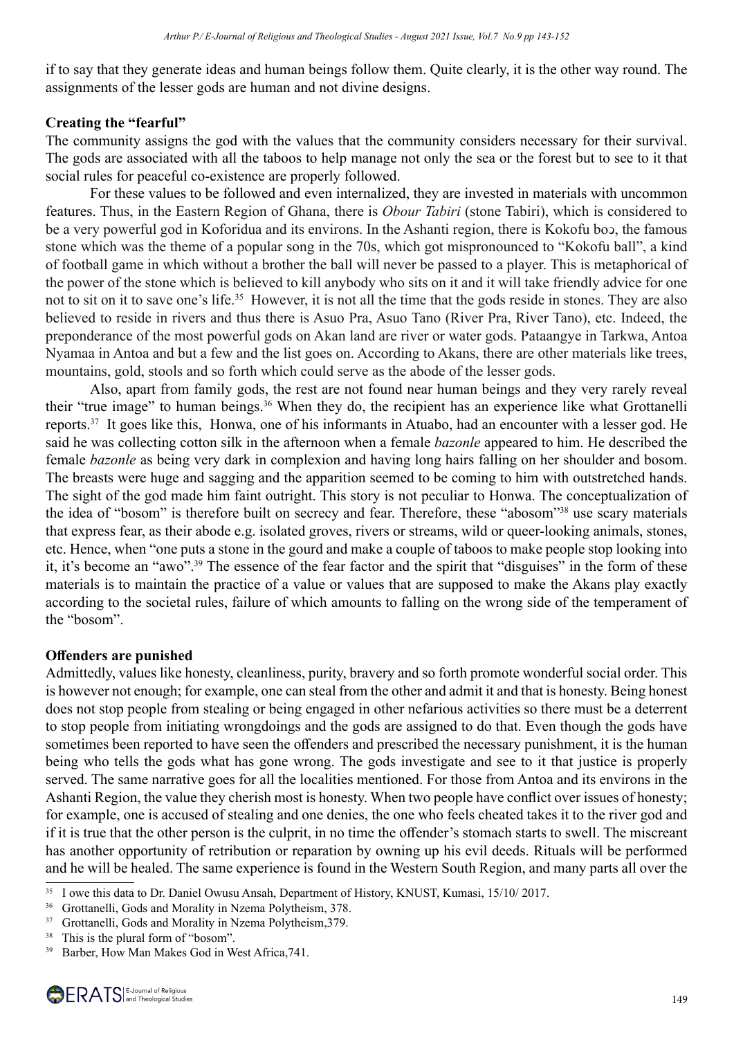if to say that they generate ideas and human beings follow them. Quite clearly, it is the other way round. The assignments of the lesser gods are human and not divine designs.

**Creating the "fearful"**

The community assigns the god with the values that the community considers necessary for their survival. The gods are associated with all the taboos to help manage not only the sea or the forest but to see to it that social rules for peaceful co-existence are properly followed.

For these values to be followed and even internalized, they are invested in materials with uncommon features. Thus, in the Eastern Region of Ghana, there is *Obour Tabiri* (stone Tabiri), which is considered to be a very powerful god in Koforidua and its environs. In the Ashanti region, there is Kokofu boɔ, the famous stone which was the theme of a popular song in the 70s, which got mispronounced to "Kokofu ball", a kind of football game in which without a brother the ball will never be passed to a player. This is metaphorical of the power of the stone which is believed to kill anybody who sits on it and it will take friendly advice for one not to sit on it to save one's life.[35] However, it is not all the time that the gods reside in stones. They are also believed to reside in rivers and thus there is Asuo Pra, Asuo Tano (River Pra, River Tano), etc. Indeed, the preponderance of the most powerful gods on Akan land are river or water gods. Pataangye in Tarkwa, Antoa Nyamaa in Antoa and but a few and the list goes on. According to Akans, there are other materials like trees, mountains, gold, stools and so forth which could serve as the abode of the lesser gods.

Also, apart from family gods, the rest are not found near human beings and they very rarely reveal their "true image" to human beings.[36] When they do, the recipient has an experience like what Grottanelli reports.[37] It goes like this, Honwa, one of his informants in Atuabo, had an encounter with a lesser god. He said he was collecting cotton silk in the afternoon when a female *bazonle* appeared to him. He described the female *bazonle* as being very dark in complexion and having long hairs falling on her shoulder and bosom. The breasts were huge and sagging and the apparition seemed to be coming to him with outstretched hands. The sight of the god made him faint outright. This story is not peculiar to Honwa. The conceptualization of the idea of "bosom" is therefore built on secrecy and fear. Therefore, these "abosom"[38] use scary materials that express fear, as their abode e.g. isolated groves, rivers or streams, wild or queer-looking animals, stones, etc. Hence, when "one puts a stone in the gourd and make a couple of taboos to make people stop looking into it, it's become an "awo".[39] The essence of the fear factor and the spirit that "disguises" in the form of these materials is to maintain the practice of a value or values that are supposed to make the Akans play exactly according to the societal rules, failure of which amounts to falling on the wrong side of the temperament of the "bosom".

**Offenders are punished**

Admittedly, values like honesty, cleanliness, purity, bravery and so forth promote wonderful social order. This is however not enough; for example, one can steal from the other and admit it and that is honesty. Being honest does not stop people from stealing or being engaged in other nefarious activities so there must be a deterrent to stop people from initiating wrongdoings and the gods are assigned to do that. Even though the gods have sometimes been reported to have seen the offenders and prescribed the necessary punishment, it is the human being who tells the gods what has gone wrong. The gods investigate and see to it that justice is properly served. The same narrative goes for all the localities mentioned. For those from Antoa and its environs in the Ashanti Region, the value they cherish most is honesty. When two people have conflict over issues of honesty; for example, one is accused of stealing and one denies, the one who feels cheated takes it to the river god and if it is true that the other person is the culprit, in no time the offender's stomach starts to swell. The miscreant has another opportunity of retribution or reparation by owning up his evil deeds. Rituals will be performed and he will be healed. The same experience is found in the Western South Region, and many parts all over the

---

[35] I owe this data to Dr. Daniel Owusu Ansah, Department of History, KNUST, Kumasi, 15/10/ 2017.

[36] Grottanelli, Gods and Morality in Nzema Polytheism, 378.

[37] Grottanelli, Gods and Morality in Nzema Polytheism,379.

[38] This is the plural form of "bosom".

[39] Barber, How Man Makes God in West Africa,741.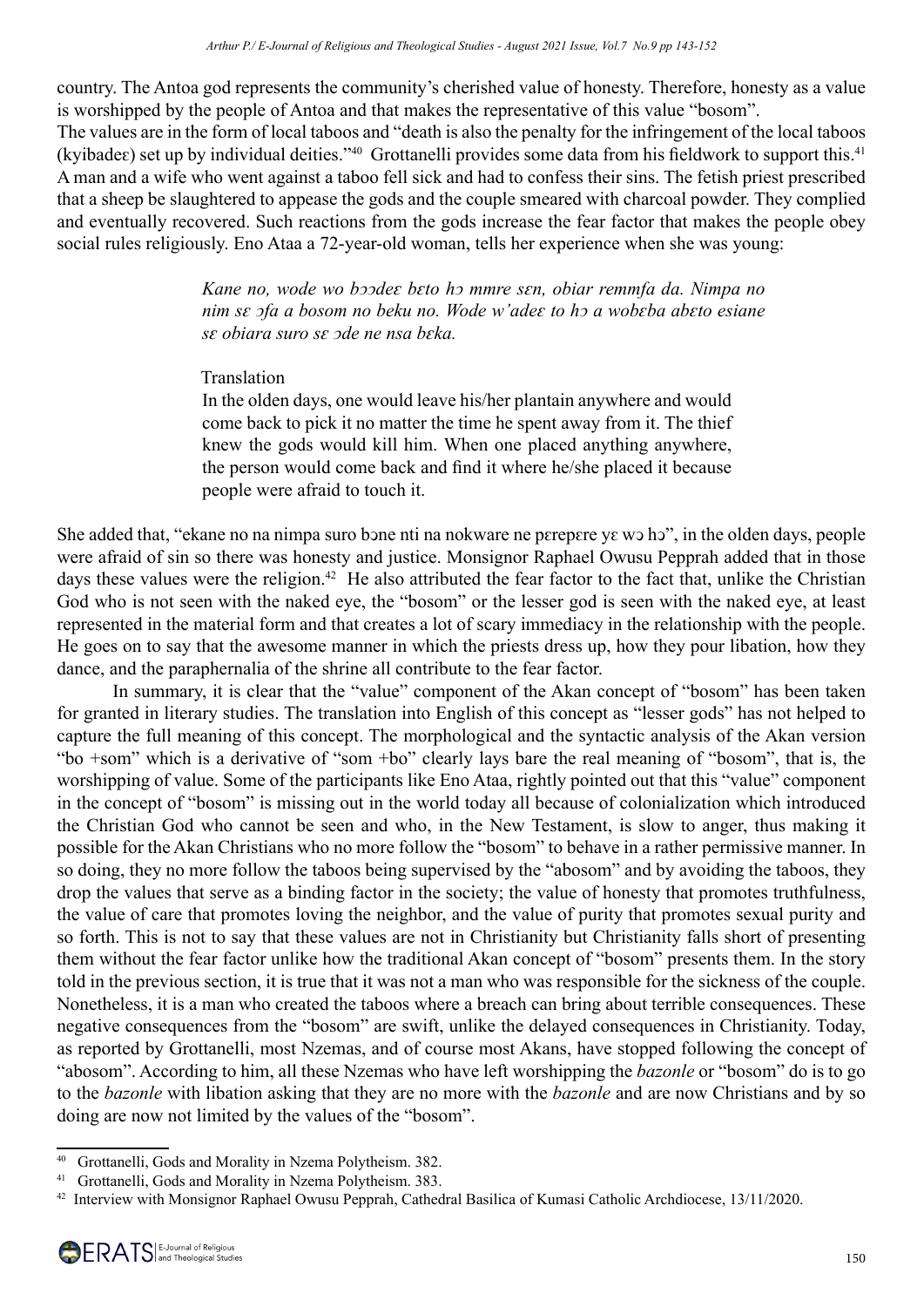country. The Antoa god represents the community's cherished value of honesty. Therefore, honesty as a value is worshipped by the people of Antoa and that makes the representative of this value "bosom".

The values are in the form of local taboos and "death is also the penalty for the infringement of the local taboos (kyibadeɛ) set up by individual deities."[40] Grottanelli provides some data from his fieldwork to support this.[41] A man and a wife who went against a taboo fell sick and had to confess their sins. The fetish priest prescribed that a sheep be slaughtered to appease the gods and the couple smeared with charcoal powder. They complied and eventually recovered. Such reactions from the gods increase the fear factor that makes the people obey social rules religiously. Eno Ataa a 72-year-old woman, tells her experience when she was young:

> *Kane no, wode wo bɔɔdeɛ bɛto hɔ mmre sɛn, obiar remmfa da. Nimpa no nim sɛ ɔfa a bosom no beku no. Wode w'adeɛ to hɔ a wobɛba abɛto esiane sɛ obiara suro sɛ ɔde ne nsa bɛka.*
>
> Translation
>
> In the olden days, one would leave his/her plantain anywhere and would come back to pick it no matter the time he spent away from it. The thief knew the gods would kill him. When one placed anything anywhere, the person would come back and find it where he/she placed it because people were afraid to touch it.

She added that, "ekane no na nimpa suro bɔne nti na nokware ne pɛrepɛre yɛ wɔ hɔ", in the olden days, people were afraid of sin so there was honesty and justice. Monsignor Raphael Owusu Pepprah added that in those days these values were the religion.[42] He also attributed the fear factor to the fact that, unlike the Christian God who is not seen with the naked eye, the "bosom" or the lesser god is seen with the naked eye, at least represented in the material form and that creates a lot of scary immediacy in the relationship with the people. He goes on to say that the awesome manner in which the priests dress up, how they pour libation, how they dance, and the paraphernalia of the shrine all contribute to the fear factor.

In summary, it is clear that the "value" component of the Akan concept of "bosom" has been taken for granted in literary studies. The translation into English of this concept as "lesser gods" has not helped to capture the full meaning of this concept. The morphological and the syntactic analysis of the Akan version "bo +som" which is a derivative of "som +bo" clearly lays bare the real meaning of "bosom", that is, the worshipping of value. Some of the participants like Eno Ataa, rightly pointed out that this "value" component in the concept of "bosom" is missing out in the world today all because of colonialization which introduced the Christian God who cannot be seen and who, in the New Testament, is slow to anger, thus making it possible for the Akan Christians who no more follow the "bosom" to behave in a rather permissive manner. In so doing, they no more follow the taboos being supervised by the "abosom" and by avoiding the taboos, they drop the values that serve as a binding factor in the society; the value of honesty that promotes truthfulness, the value of care that promotes loving the neighbor, and the value of purity that promotes sexual purity and so forth. This is not to say that these values are not in Christianity but Christianity falls short of presenting them without the fear factor unlike how the traditional Akan concept of "bosom" presents them. In the story told in the previous section, it is true that it was not a man who was responsible for the sickness of the couple. Nonetheless, it is a man who created the taboos where a breach can bring about terrible consequences. These negative consequences from the "bosom" are swift, unlike the delayed consequences in Christianity. Today, as reported by Grottanelli, most Nzemas, and of course most Akans, have stopped following the concept of "abosom". According to him, all these Nzemas who have left worshipping the *bazonle* or "bosom" do is to go to the *bazonle* with libation asking that they are no more with the *bazonle* and are now Christians and by so doing are now not limited by the values of the "bosom".

---

[40] Grottanelli, Gods and Morality in Nzema Polytheism. 382.

[41] Grottanelli, Gods and Morality in Nzema Polytheism. 383.

[42] Interview with Monsignor Raphael Owusu Pepprah, Cathedral Basilica of Kumasi Catholic Archdiocese, 13/11/2020.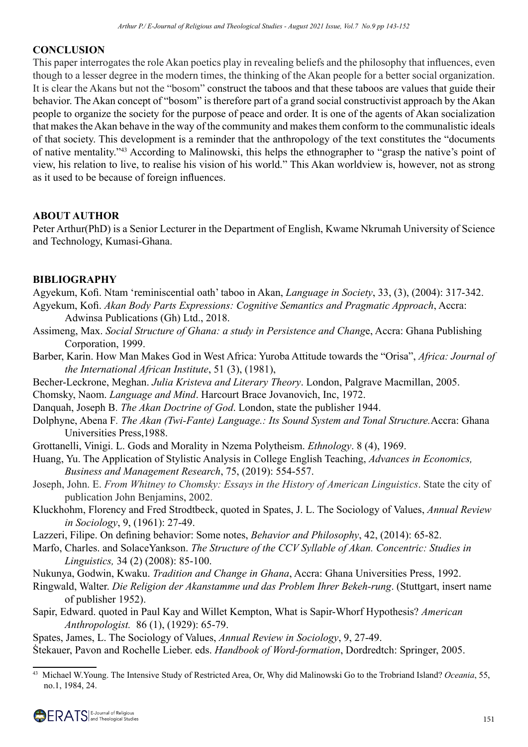## CONCLUSION

This paper interrogates the role Akan poetics play in revealing beliefs and the philosophy that influences, even though to a lesser degree in the modern times, the thinking of the Akan people for a better social organization. It is clear the Akans but not the "bosom" construct the taboos and that these taboos are values that guide their behavior. The Akan concept of "bosom" is therefore part of a grand social constructivist approach by the Akan people to organize the society for the purpose of peace and order. It is one of the agents of Akan socialization that makes the Akan behave in the way of the community and makes them conform to the communalistic ideals of that society. This development is a reminder that the anthropology of the text constitutes the "documents of native mentality."[43] According to Malinowski, this helps the ethnographer to "grasp the native's point of view, his relation to live, to realise his vision of his world." This Akan worldview is, however, not as strong as it used to be because of foreign influences.

## ABOUT AUTHOR

Peter Arthur(PhD) is a Senior Lecturer in the Department of English, Kwame Nkrumah University of Science and Technology, Kumasi-Ghana.

## BIBLIOGRAPHY

Agyekum, Kofi. Ntam 'reminiscential oath' taboo in Akan, *Language in Society*, 33, (3), (2004): 317-342.

Agyekum, Kofi. *Akan Body Parts Expressions: Cognitive Semantics and Pragmatic Approach*, Accra: Adwinsa Publications (Gh) Ltd., 2018.

Assimeng, Max. *Social Structure of Ghana: a study in Persistence and Chang*e, Accra: Ghana Publishing Corporation, 1999.

Barber, Karin. How Man Makes God in West Africa: Yuroba Attitude towards the "Orisa", *Africa: Journal of the International African Institute*, 51 (3), (1981),

Becher-Leckrone, Meghan. *Julia Kristeva and Literary Theory*. London, Palgrave Macmillan, 2005.

Chomsky, Naom. *Language and Mind*. Harcourt Brace Jovanovich, Inc, 1972.

Danquah, Joseph B. *The Akan Doctrine of God*. London, state the publisher 1944.

Dolphyne, Abena F. *The Akan (Twi-Fante) Language.: Its Sound System and Tonal Structure.*Accra: Ghana Universities Press,1988.

Grottanelli, Vinigi. L. Gods and Morality in Nzema Polytheism. *Ethnology*. 8 (4), 1969.

Huang, Yu. The Application of Stylistic Analysis in College English Teaching, *Advances in Economics, Business and Management Research*, 75, (2019): 554-557.

Joseph, John. E. *From Whitney to Chomsky: Essays in the History of American Linguistics*. State the city of publication John Benjamins, 2002.

Kluckhohm, Florency and Fred Strodtbeck, quoted in Spates, J. L. The Sociology of Values, *Annual Review in Sociology*, 9, (1961): 27-49.

Lazzeri, Filipe. On defining behavior: Some notes, *Behavior and Philosophy*, 42, (2014): 65-82.

Marfo, Charles. and SolaceYankson. *The Structure of the CCV Syllable of Akan. Concentric: Studies in Linguistics,* 34 (2) (2008): 85-100.

Nukunya, Godwin, Kwaku. *Tradition and Change in Ghana*, Accra: Ghana Universities Press, 1992.

Ringwald, Walter. *Die Religion der Akanstamme und das Problem Ihrer Bekeh-rung*. (Stuttgart, insert name of publisher 1952).

Sapir, Edward. quoted in Paul Kay and Willet Kempton, What is Sapir-Whorf Hypothesis? *American Anthropologist.* 86 (1), (1929): 65-79.

Spates, James, L. The Sociology of Values, *Annual Review in Sociology*, 9, 27-49.

Ṡtekauer, Pavon and Rochelle Lieber. eds. *Handbook of Word-formation*, Dordredtch: Springer, 2005.

---

[43] Michael W.Young. The Intensive Study of Restricted Area, Or, Why did Malinowski Go to the Trobriand Island? *Oceania*, 55, no.1, 1984, 24.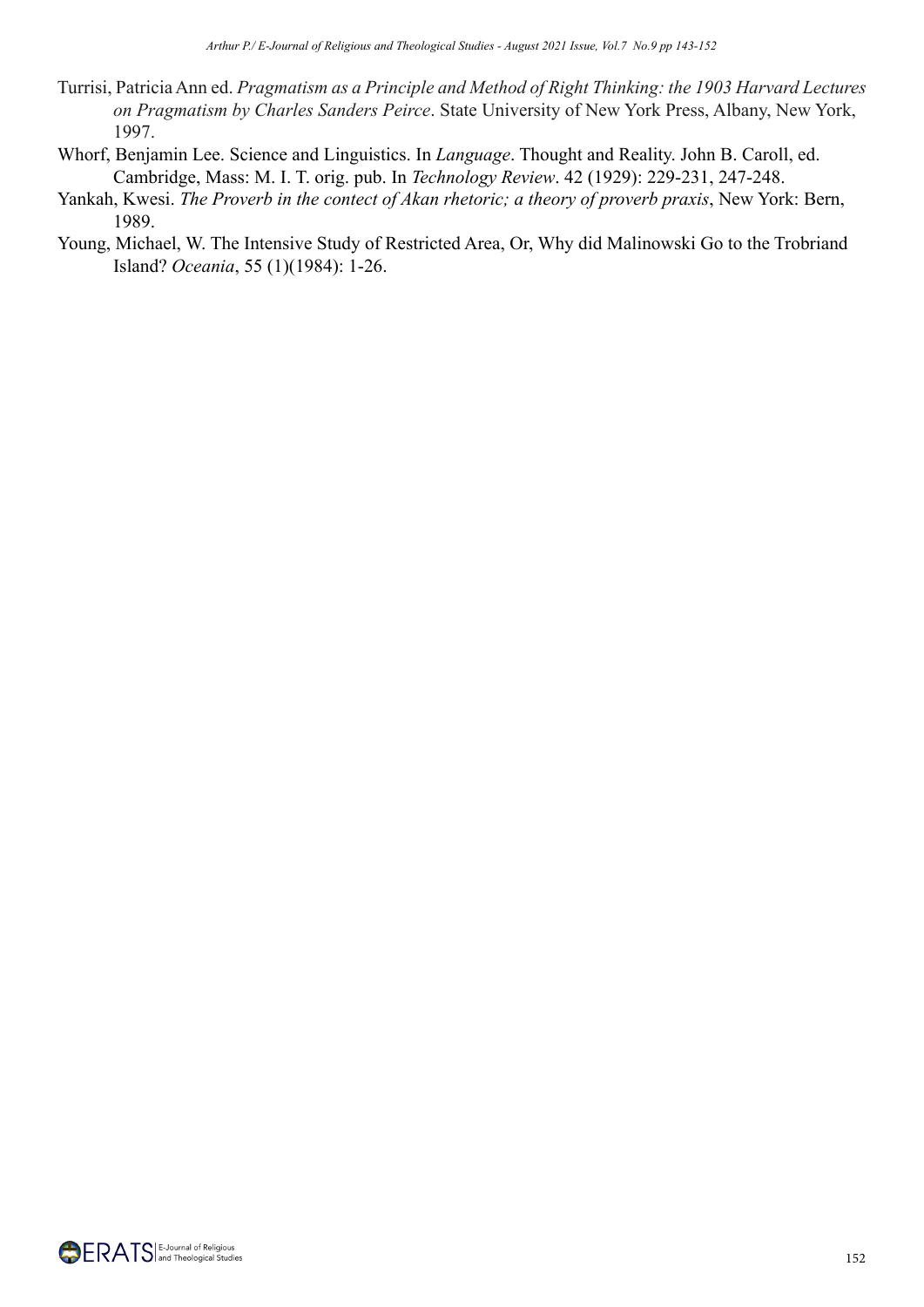Turrisi, Patricia Ann ed. *Pragmatism as a Principle and Method of Right Thinking: the 1903 Harvard Lectures on Pragmatism by Charles Sanders Peirce*. State University of New York Press, Albany, New York, 1997.

Whorf, Benjamin Lee. Science and Linguistics. In *Language*. Thought and Reality. John B. Caroll, ed. Cambridge, Mass: M. I. T. orig. pub. In *Technology Review*. 42 (1929): 229-231, 247-248.

Yankah, Kwesi. *The Proverb in the contect of Akan rhetoric; a theory of proverb praxis*, New York: Bern, 1989.

Young, Michael, W. The Intensive Study of Restricted Area, Or, Why did Malinowski Go to the Trobriand Island? *Oceania*, 55 (1)(1984): 1-26.